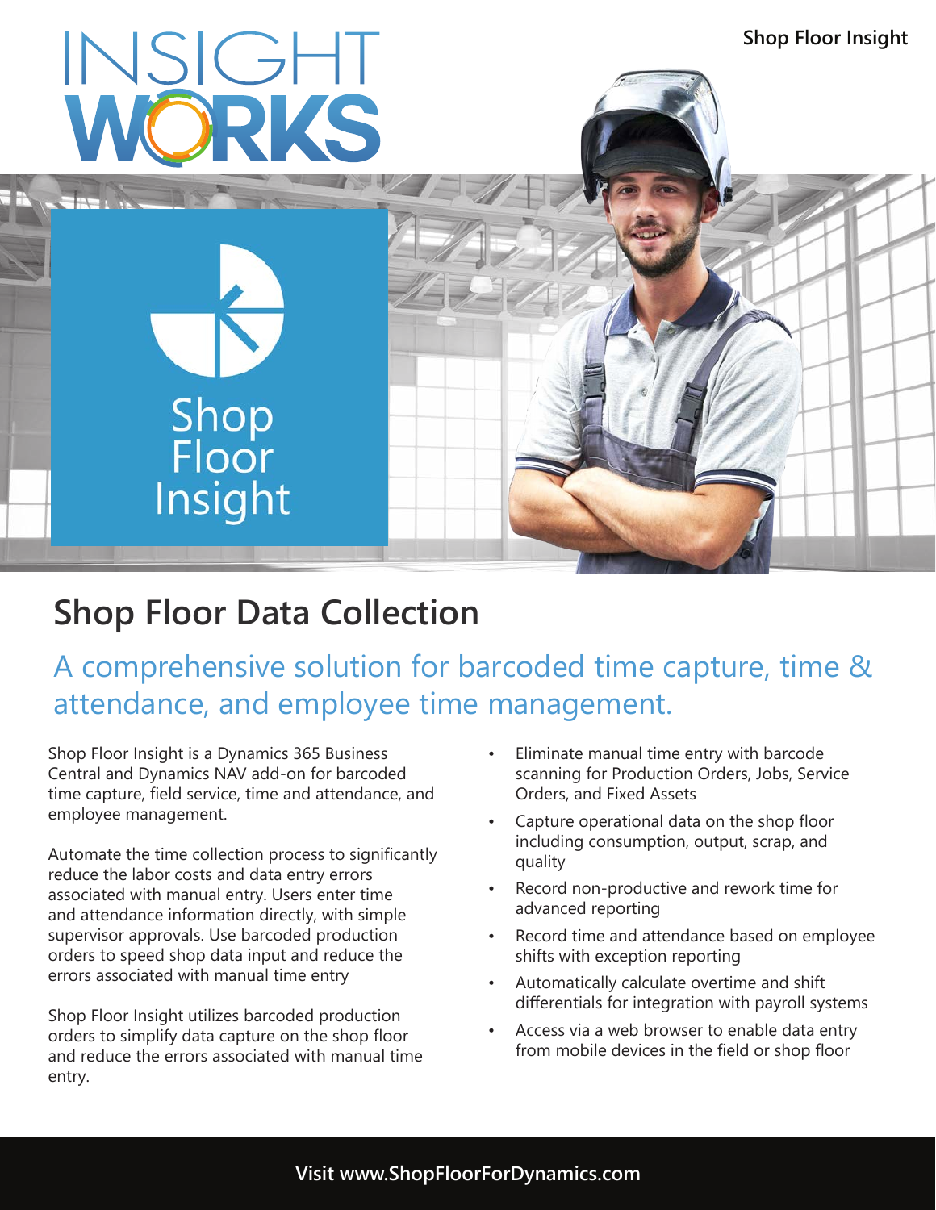# INSIGHT WORKS

Shop Floor Insight

## Shop Floor Data Collection

### A comprehensive solution for barcoded time capture, time & attendance, and employee time management.

Shop Floor Insight is a Dynamics 365 Business Central and Dynamics NAV add-on for barcoded time capture, field service, time and attendance, and employee management.

Automate the time collection process to significantly reduce the labor costs and data entry errors associated with manual entry. Users enter time and attendance information directly, with simple supervisor approvals. Use barcoded production orders to speed shop data input and reduce the errors associated with manual time entry

Shop Floor Insight utilizes barcoded production orders to simplify data capture on the shop floor and reduce the errors associated with manual time entry.

- Eliminate manual time entry with barcode scanning for Production Orders, Jobs, Service Orders, and Fixed Assets
- Capture operational data on the shop floor including consumption, output, scrap, and quality
- Record non-productive and rework time for advanced reporting
- Record time and attendance based on employee shifts with exception reporting
- Automatically calculate overtime and shift differentials for integration with payroll systems
- Access via a web browser to enable data entry from mobile devices in the field or shop floor

**Visit www.ShopFloorForDynamics.com**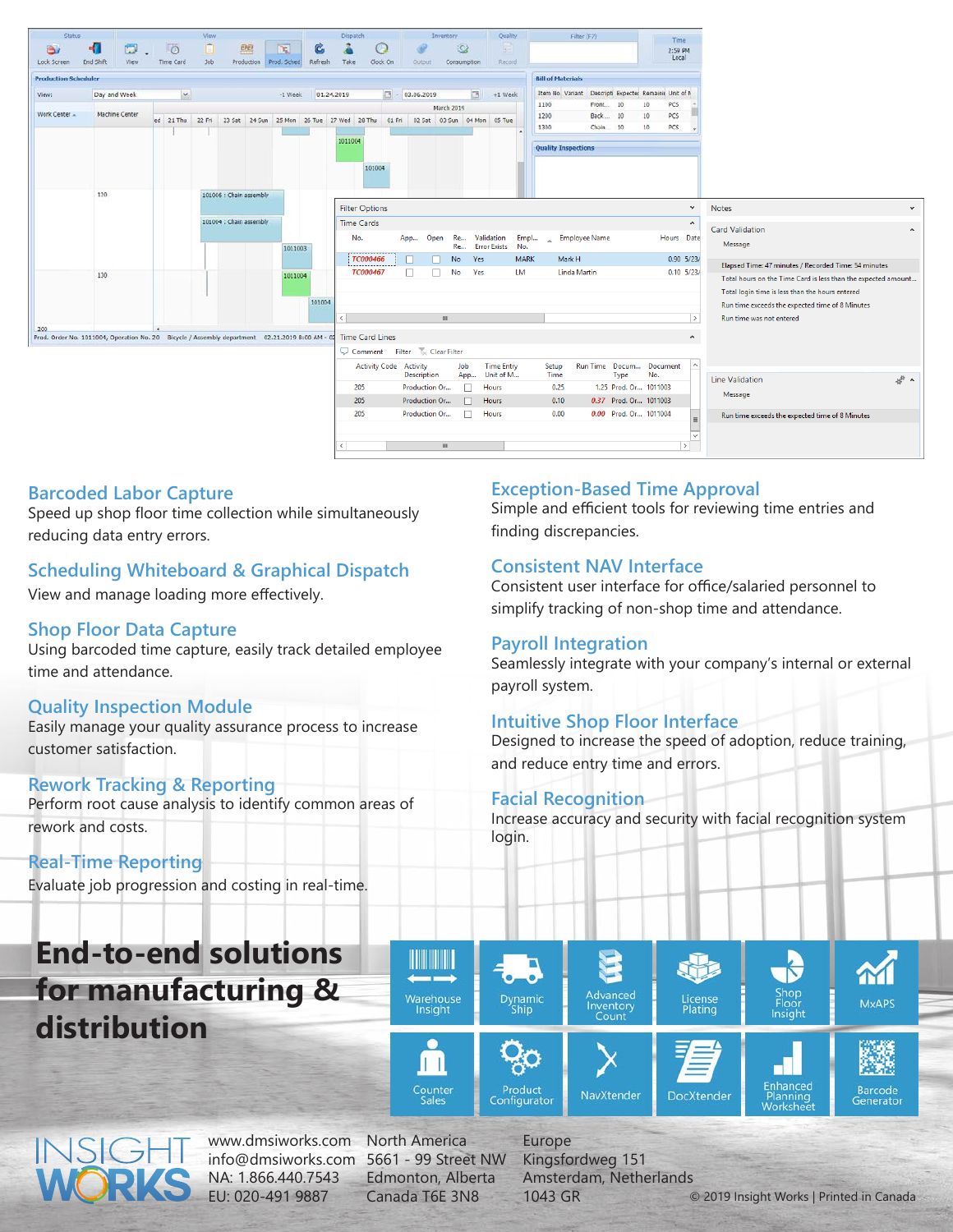## Barcoded Labor Capture

Speed up shop floor time collection while simultaneously reducing data entry errors.

## Scheduling Whiteboard & Graphical Dispatch

View and manage loading more effectively.

## Shop Floor Data Capture

Using barcoded time capture, easily track detailed employee time and attendance.

## Quality Inspection Module

Easily manage your quality assurance process to increase customer satisfaction.

## Rework Tracking & Reporting

Perform root cause analysis to identify common areas of rework and costs.

## Real-Time Reporting

Evaluate job progression and costing in real-time.

## Exception-Based Time Approval

Simple and efficient tools for reviewing time entries and finding discrepancies.

## Consistent NAV Interface

Consistent user interface for office/salaried personnel to simplify tracking of non-shop time and attendance.

## Payroll Integration

Seamlessly integrate with your company's internal or external payroll system.

## Intuitive Shop Floor Interface

Designed to increase the speed of adoption, reduce training, and reduce entry time and errors.

## Facial Recognition

Increase accuracy and security with facial recognition system login.

# End-to-end solutions for manufacturing & distribution

Warehouse Insight
Dynamic Ship
Advanced Inventory Count
License Plating
Shop Floor Insight
MxAPS
Counter Sales
Product Configurator
NavXtender
DocXtender
Enhanced Planning Worksheet
Barcode Generator

INSIGHT WORKS

www.dmsiworks.com
info@dmsiworks.com
NA: 1.866.440.7543
EU: 020-491 9887

North America
5661 - 99 Street NW
Edmonton, Alberta
Canada T6E 3N8

Europe
Kingsfordweg 151
Amsterdam, Netherlands
1043 GR

© 2019 Insight Works | Printed in Canada